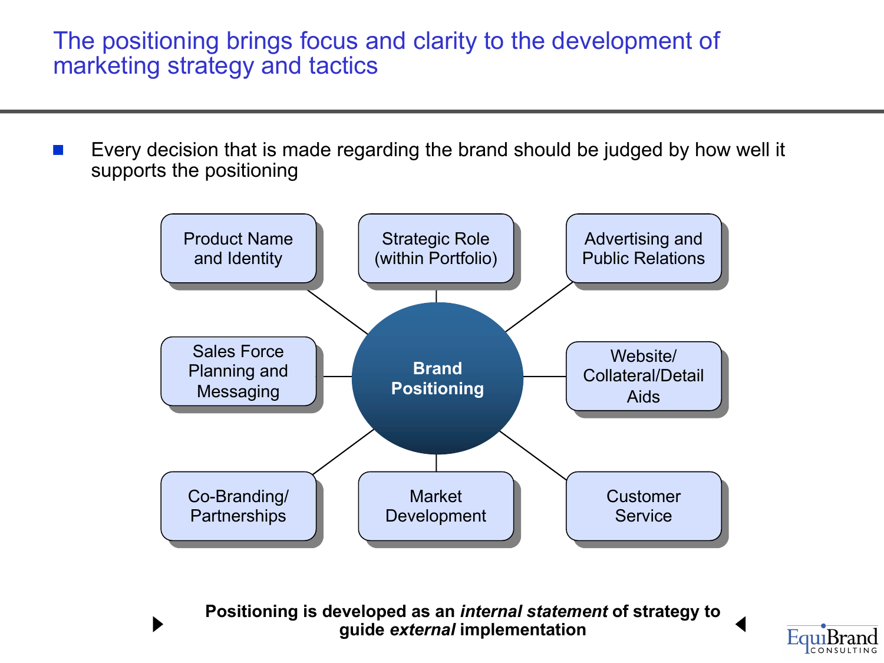# The positioning brings focus and clarity to the development of marketing strategy and tactics

- Every decision that is made regarding the brand should be judged by how well it supports the positioning

**Brand Positioning**

- Product Name and Identity
- Strategic Role (within Portfolio)
- Advertising and Public Relations
- Sales Force Planning and Messaging
- Website/ Collateral/Detail Aids
- Co-Branding/ Partnerships
- Market Development
- Customer Service

**Positioning is developed as an *internal statement* of strategy to guide *external* implementation**

EquiBrand CONSULTING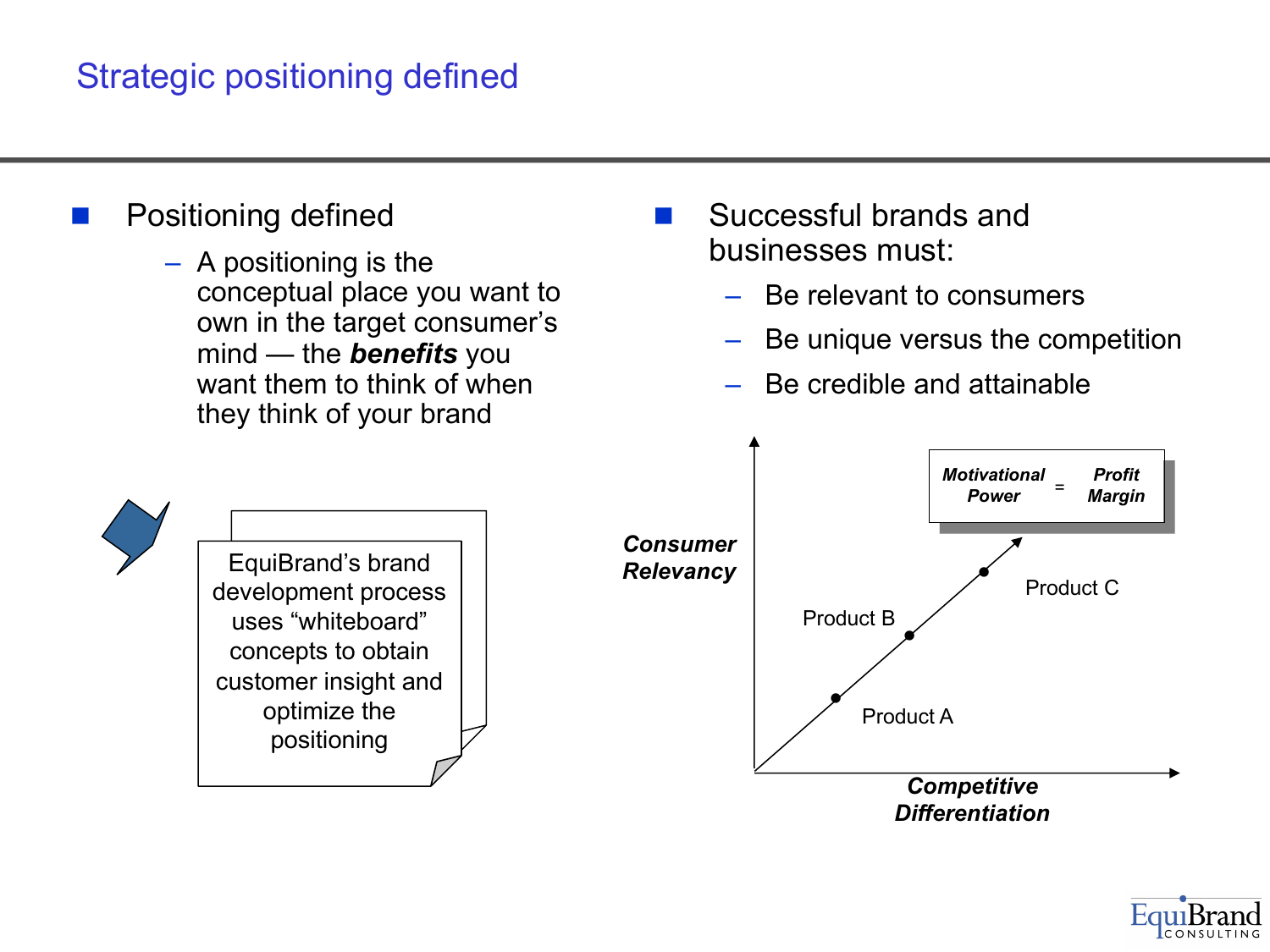# Strategic positioning defined

- Positioning defined
  - A positioning is the conceptual place you want to own in the target consumer's mind — the ***benefits*** you want them to think of when they think of your brand

EquiBrand's brand development process uses "whiteboard" concepts to obtain customer insight and optimize the positioning

- Successful brands and businesses must:
  - Be relevant to consumers
  - Be unique versus the competition
  - Be credible and attainable

***Consumer Relevancy***

***Motivational Power*** = ***Profit Margin***

Product A

Product B

Product C

***Competitive Differentiation***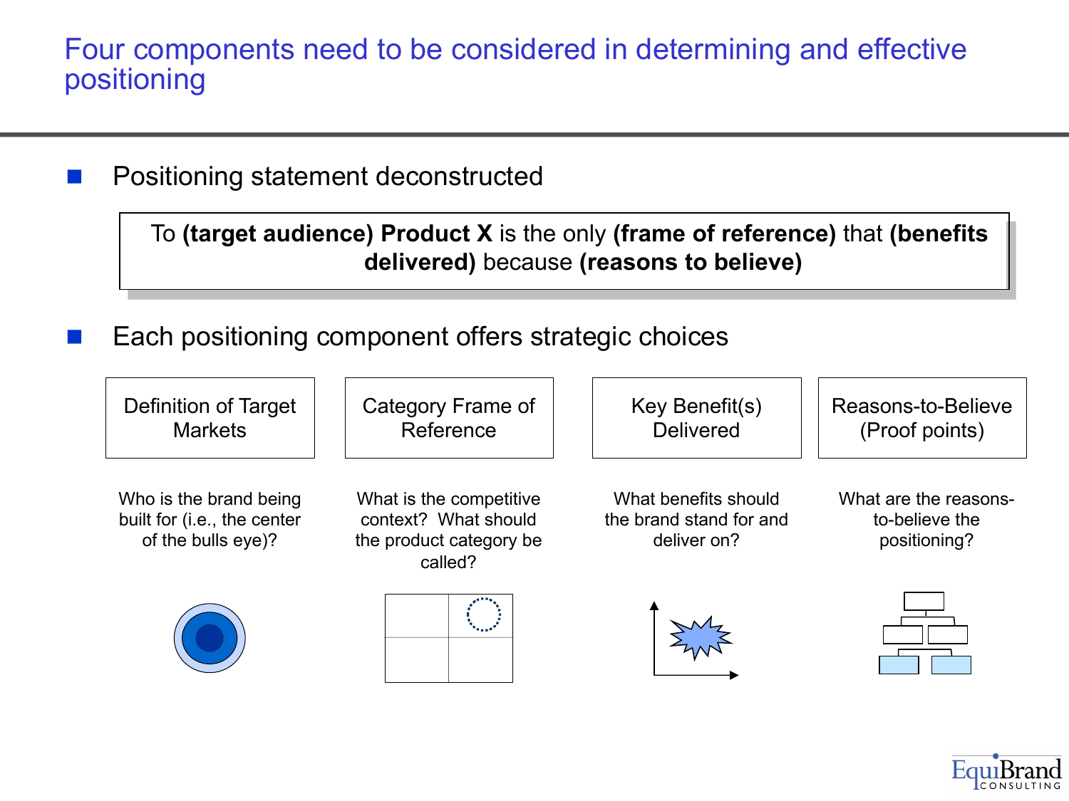# Four components need to be considered in determining and effective positioning

- Positioning statement deconstructed

> To **(target audience) Product X** is the only **(frame of reference)** that **(benefits delivered)** because **(reasons to believe)**

- Each positioning component offers strategic choices

| Definition of Target Markets | Category Frame of Reference | Key Benefit(s) Delivered | Reasons-to-Believe (Proof points) |
|---|---|---|---|
| Who is the brand being built for (i.e., the center of the bulls eye)? | What is the competitive context? What should the product category be called? | What benefits should the brand stand for and deliver on? | What are the reasons-to-believe the positioning? |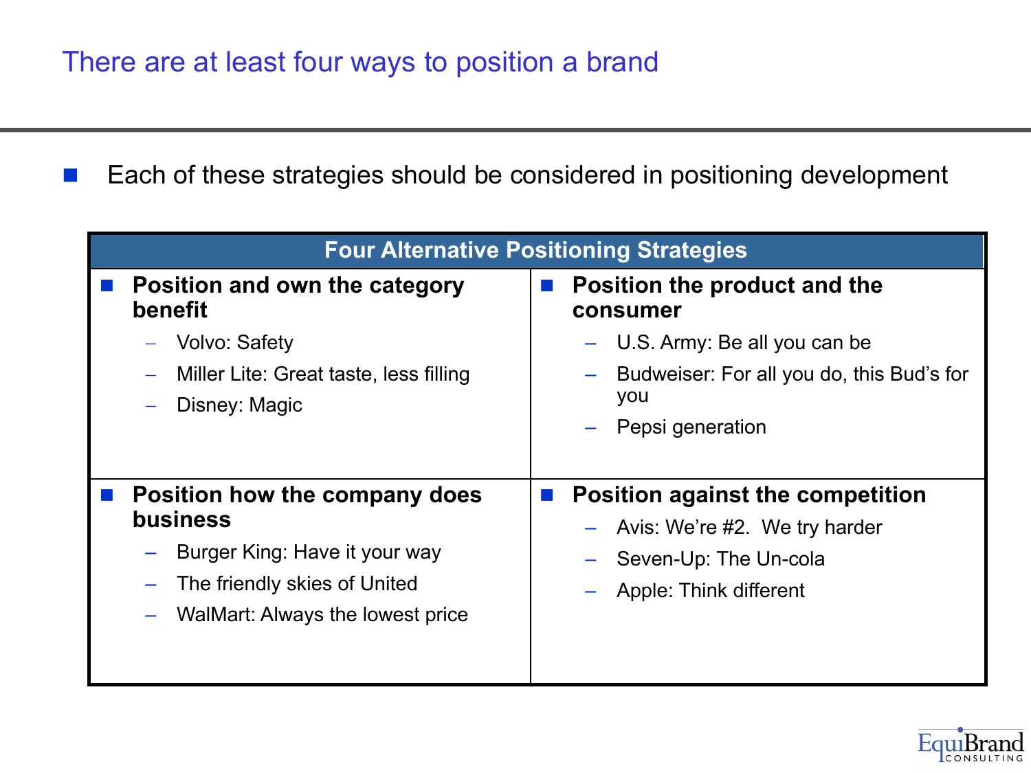# There are at least four ways to position a brand

- Each of these strategies should be considered in positioning development

| Four Alternative Positioning Strategies | |
|---|---|
| **Position and own the category benefit**<br>– Volvo: Safety<br>– Miller Lite: Great taste, less filling<br>– Disney: Magic | **Position the product and the consumer**<br>– U.S. Army: Be all you can be<br>– Budweiser: For all you do, this Bud's for you<br>– Pepsi generation |
| **Position how the company does business**<br>– Burger King: Have it your way<br>– The friendly skies of United<br>– WalMart: Always the lowest price | **Position against the competition**<br>– Avis: We're #2. We try harder<br>– Seven-Up: The Un-cola<br>– Apple: Think different |

EquiBrand CONSULTING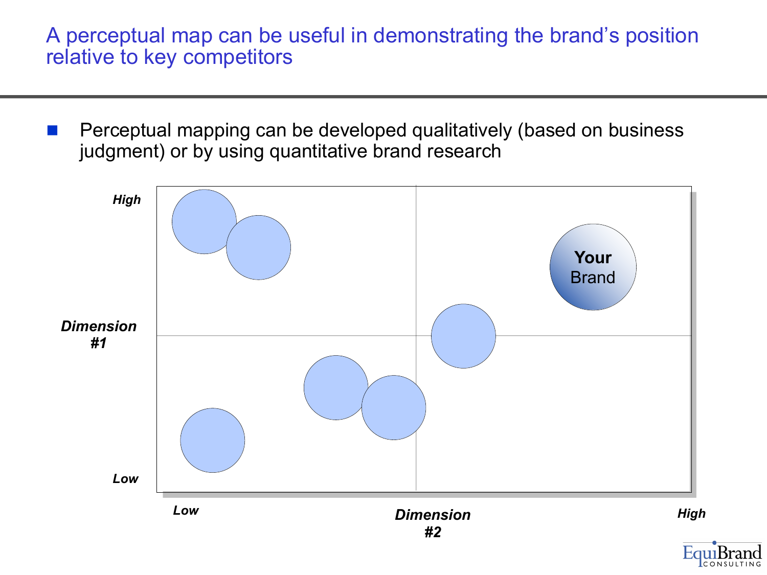# A perceptual map can be useful in demonstrating the brand's position relative to key competitors

- Perceptual mapping can be developed qualitatively (based on business judgment) or by using quantitative brand research

High

Dimension #1

Low

Low

Dimension #2

High

**Your** Brand